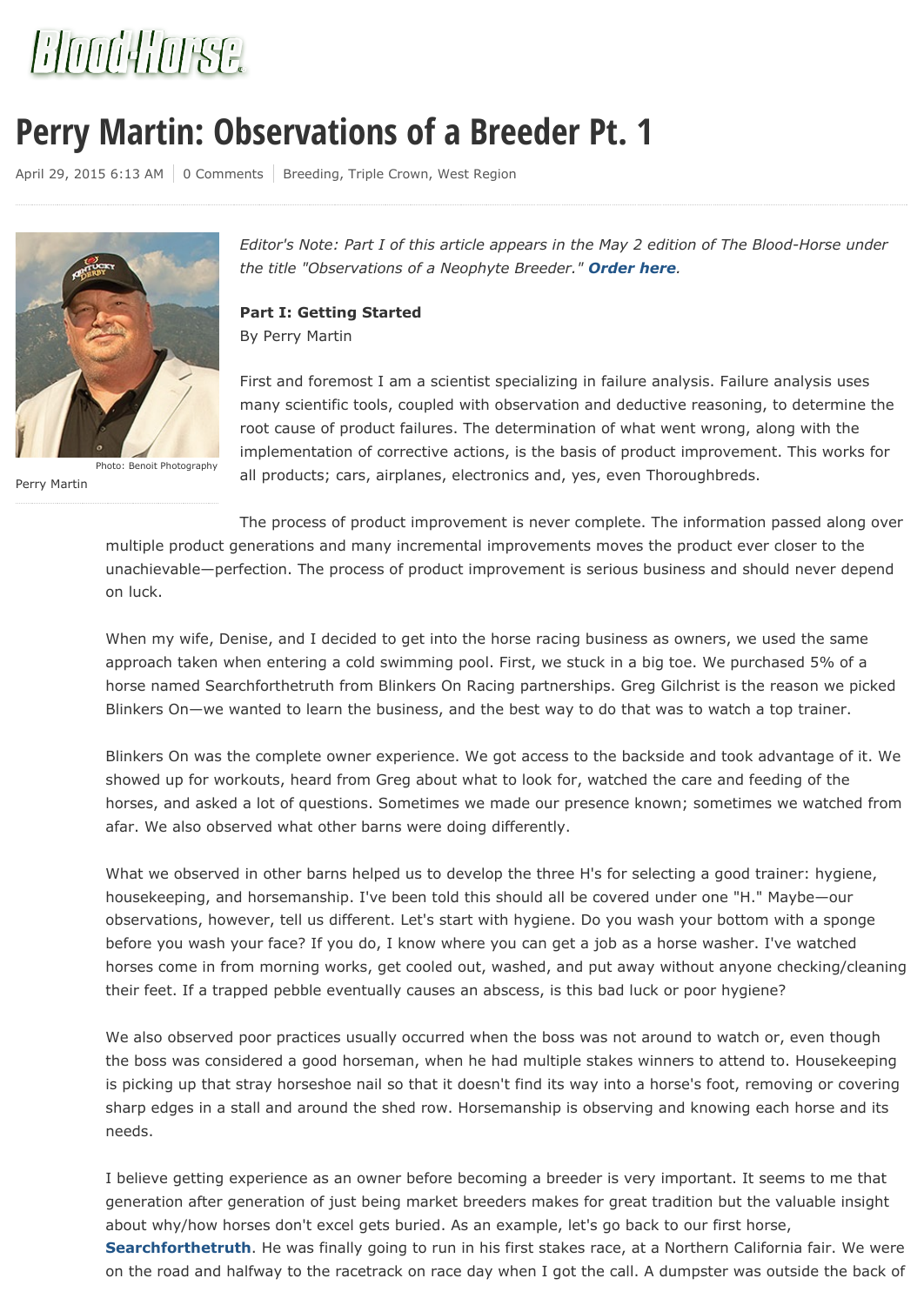BloodHorse

# Perry Martin: Observations of a Breeder Pt. 1

April 29, 2015 6:13 AM | 0 Comments | Breeding, Triple Crown, West Region

Photo: Benoit Photography

Perry Martin

*Editor's Note: Part I of this article appears in the May 2 edition of The Blood-Horse under the title "Observations of a Neophyte Breeder."* ***Order here****.*

**Part I: Getting Started**

By Perry Martin

First and foremost I am a scientist specializing in failure analysis. Failure analysis uses many scientific tools, coupled with observation and deductive reasoning, to determine the root cause of product failures. The determination of what went wrong, along with the implementation of corrective actions, is the basis of product improvement. This works for all products; cars, airplanes, electronics and, yes, even Thoroughbreds.

The process of product improvement is never complete. The information passed along over multiple product generations and many incremental improvements moves the product ever closer to the unachievable—perfection. The process of product improvement is serious business and should never depend on luck.

When my wife, Denise, and I decided to get into the horse racing business as owners, we used the same approach taken when entering a cold swimming pool. First, we stuck in a big toe. We purchased 5% of a horse named Searchforthetruth from Blinkers On Racing partnerships. Greg Gilchrist is the reason we picked Blinkers On—we wanted to learn the business, and the best way to do that was to watch a top trainer.

Blinkers On was the complete owner experience. We got access to the backside and took advantage of it. We showed up for workouts, heard from Greg about what to look for, watched the care and feeding of the horses, and asked a lot of questions. Sometimes we made our presence known; sometimes we watched from afar. We also observed what other barns were doing differently.

What we observed in other barns helped us to develop the three H's for selecting a good trainer: hygiene, housekeeping, and horsemanship. I've been told this should all be covered under one "H." Maybe—our observations, however, tell us different. Let's start with hygiene. Do you wash your bottom with a sponge before you wash your face? If you do, I know where you can get a job as a horse washer. I've watched horses come in from morning works, get cooled out, washed, and put away without anyone checking/cleaning their feet. If a trapped pebble eventually causes an abscess, is this bad luck or poor hygiene?

We also observed poor practices usually occurred when the boss was not around to watch or, even though the boss was considered a good horseman, when he had multiple stakes winners to attend to. Housekeeping is picking up that stray horseshoe nail so that it doesn't find its way into a horse's foot, removing or covering sharp edges in a stall and around the shed row. Horsemanship is observing and knowing each horse and its needs.

I believe getting experience as an owner before becoming a breeder is very important. It seems to me that generation after generation of just being market breeders makes for great tradition but the valuable insight about why/how horses don't excel gets buried. As an example, let's go back to our first horse, **Searchforthetruth**. He was finally going to run in his first stakes race, at a Northern California fair. We were on the road and halfway to the racetrack on race day when I got the call. A dumpster was outside the back of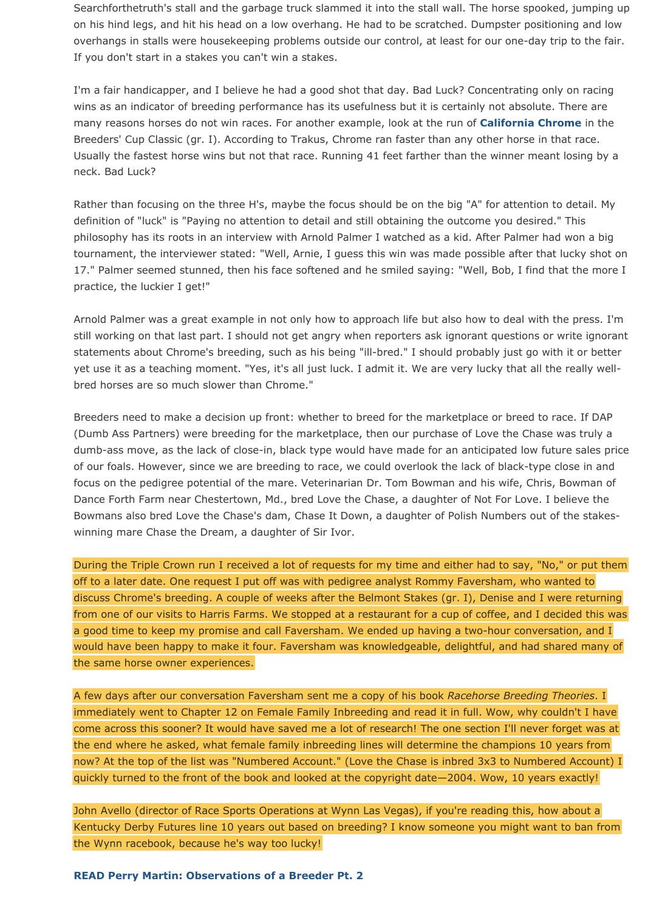Searchforthetruth's stall and the garbage truck slammed it into the stall wall. The horse spooked, jumping up on his hind legs, and hit his head on a low overhang. He had to be scratched. Dumpster positioning and low overhangs in stalls were housekeeping problems outside our control, at least for our one-day trip to the fair. If you don't start in a stakes you can't win a stakes.

I'm a fair handicapper, and I believe he had a good shot that day. Bad Luck? Concentrating only on racing wins as an indicator of breeding performance has its usefulness but it is certainly not absolute. There are many reasons horses do not win races. For another example, look at the run of **California Chrome** in the Breeders' Cup Classic (gr. I). According to Trakus, Chrome ran faster than any other horse in that race. Usually the fastest horse wins but not that race. Running 41 feet farther than the winner meant losing by a neck. Bad Luck?

Rather than focusing on the three H's, maybe the focus should be on the big "A" for attention to detail. My definition of "luck" is "Paying no attention to detail and still obtaining the outcome you desired." This philosophy has its roots in an interview with Arnold Palmer I watched as a kid. After Palmer had won a big tournament, the interviewer stated: "Well, Arnie, I guess this win was made possible after that lucky shot on 17." Palmer seemed stunned, then his face softened and he smiled saying: "Well, Bob, I find that the more I practice, the luckier I get!"

Arnold Palmer was a great example in not only how to approach life but also how to deal with the press. I'm still working on that last part. I should not get angry when reporters ask ignorant questions or write ignorant statements about Chrome's breeding, such as his being "ill-bred." I should probably just go with it or better yet use it as a teaching moment. "Yes, it's all just luck. I admit it. We are very lucky that all the really well-bred horses are so much slower than Chrome."

Breeders need to make a decision up front: whether to breed for the marketplace or breed to race. If DAP (Dumb Ass Partners) were breeding for the marketplace, then our purchase of Love the Chase was truly a dumb-ass move, as the lack of close-in, black type would have made for an anticipated low future sales price of our foals. However, since we are breeding to race, we could overlook the lack of black-type close in and focus on the pedigree potential of the mare. Veterinarian Dr. Tom Bowman and his wife, Chris, Bowman of Dance Forth Farm near Chestertown, Md., bred Love the Chase, a daughter of Not For Love. I believe the Bowmans also bred Love the Chase's dam, Chase It Down, a daughter of Polish Numbers out of the stakes-winning mare Chase the Dream, a daughter of Sir Ivor.

During the Triple Crown run I received a lot of requests for my time and either had to say, "No," or put them off to a later date. One request I put off was with pedigree analyst Rommy Faversham, who wanted to discuss Chrome's breeding. A couple of weeks after the Belmont Stakes (gr. I), Denise and I were returning from one of our visits to Harris Farms. We stopped at a restaurant for a cup of coffee, and I decided this was a good time to keep my promise and call Faversham. We ended up having a two-hour conversation, and I would have been happy to make it four. Faversham was knowledgeable, delightful, and had shared many of the same horse owner experiences.

A few days after our conversation Faversham sent me a copy of his book *Racehorse Breeding Theories*. I immediately went to Chapter 12 on Female Family Inbreeding and read it in full. Wow, why couldn't I have come across this sooner? It would have saved me a lot of research! The one section I'll never forget was at the end where he asked, what female family inbreeding lines will determine the champions 10 years from now? At the top of the list was "Numbered Account." (Love the Chase is inbred 3x3 to Numbered Account) I quickly turned to the front of the book and looked at the copyright date—2004. Wow, 10 years exactly!

John Avello (director of Race Sports Operations at Wynn Las Vegas), if you're reading this, how about a Kentucky Derby Futures line 10 years out based on breeding? I know someone you might want to ban from the Wynn racebook, because he's way too lucky!

**READ Perry Martin: Observations of a Breeder Pt. 2**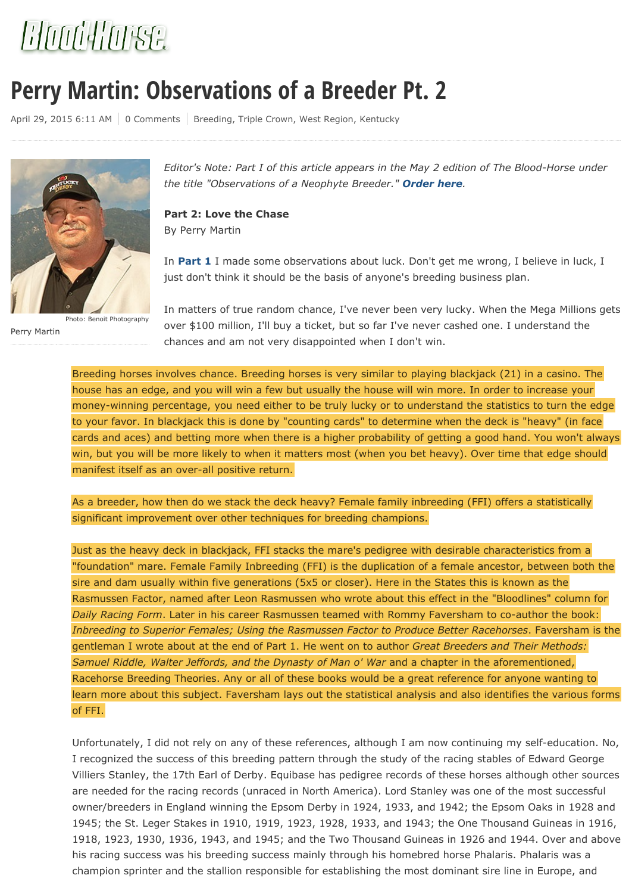# Perry Martin: Observations of a Breeder Pt. 2

April 29, 2015 6:11 AM | 0 Comments | Breeding, Triple Crown, West Region, Kentucky

Photo: Benoit Photography

Perry Martin

*Editor's Note: Part I of this article appears in the May 2 edition of The Blood-Horse under the title "Observations of a Neophyte Breeder."* ***Order here****.*

**Part 2: Love the Chase**

By Perry Martin

In **Part 1** I made some observations about luck. Don't get me wrong, I believe in luck, I just don't think it should be the basis of anyone's breeding business plan.

In matters of true random chance, I've never been very lucky. When the Mega Millions gets over $100 million, I'll buy a ticket, but so far I've never cashed one. I understand the chances and am not very disappointed when I don't win.

Breeding horses involves chance. Breeding horses is very similar to playing blackjack (21) in a casino. The house has an edge, and you will win a few but usually the house will win more. In order to increase your money-winning percentage, you need either to be truly lucky or to understand the statistics to turn the edge to your favor. In blackjack this is done by "counting cards" to determine when the deck is "heavy" (in face cards and aces) and betting more when there is a higher probability of getting a good hand. You won't always win, but you will be more likely to when it matters most (when you bet heavy). Over time that edge should manifest itself as an over-all positive return.

As a breeder, how then do we stack the deck heavy? Female family inbreeding (FFI) offers a statistically significant improvement over other techniques for breeding champions.

Just as the heavy deck in blackjack, FFI stacks the mare's pedigree with desirable characteristics from a "foundation" mare. Female Family Inbreeding (FFI) is the duplication of a female ancestor, between both the sire and dam usually within five generations (5x5 or closer). Here in the States this is known as the Rasmussen Factor, named after Leon Rasmussen who wrote about this effect in the "Bloodlines" column for *Daily Racing Form*. Later in his career Rasmussen teamed with Rommy Faversham to co-author the book: *Inbreeding to Superior Females; Using the Rasmussen Factor to Produce Better Racehorses*. Faversham is the gentleman I wrote about at the end of Part 1. He went on to author *Great Breeders and Their Methods: Samuel Riddle, Walter Jeffords, and the Dynasty of Man o' War* and a chapter in the aforementioned, Racehorse Breeding Theories. Any or all of these books would be a great reference for anyone wanting to learn more about this subject. Faversham lays out the statistical analysis and also identifies the various forms of FFI.

Unfortunately, I did not rely on any of these references, although I am now continuing my self-education. No, I recognized the success of this breeding pattern through the study of the racing stables of Edward George Villiers Stanley, the 17th Earl of Derby. Equibase has pedigree records of these horses although other sources are needed for the racing records (unraced in North America). Lord Stanley was one of the most successful owner/breeders in England winning the Epsom Derby in 1924, 1933, and 1942; the Epsom Oaks in 1928 and 1945; the St. Leger Stakes in 1910, 1919, 1923, 1928, 1933, and 1943; the One Thousand Guineas in 1916, 1918, 1923, 1930, 1936, 1943, and 1945; and the Two Thousand Guineas in 1926 and 1944. Over and above his racing success was his breeding success mainly through his homebred horse Phalaris. Phalaris was a champion sprinter and the stallion responsible for establishing the most dominant sire line in Europe, and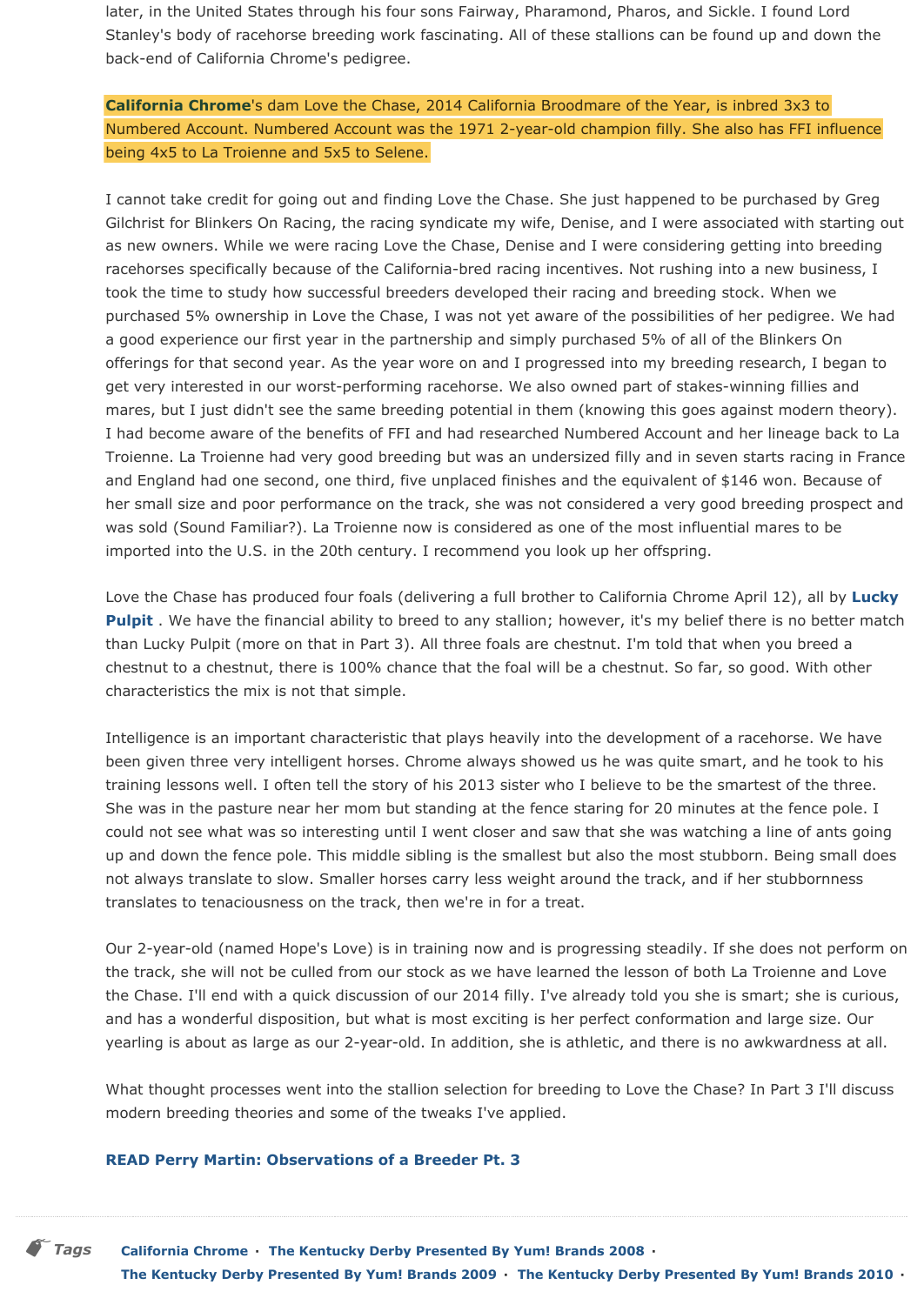later, in the United States through his four sons Fairway, Pharamond, Pharos, and Sickle. I found Lord Stanley's body of racehorse breeding work fascinating. All of these stallions can be found up and down the back-end of California Chrome's pedigree.

**California Chrome**'s dam Love the Chase, 2014 California Broodmare of the Year, is inbred 3x3 to Numbered Account. Numbered Account was the 1971 2-year-old champion filly. She also has FFI influence being 4x5 to La Troienne and 5x5 to Selene.

I cannot take credit for going out and finding Love the Chase. She just happened to be purchased by Greg Gilchrist for Blinkers On Racing, the racing syndicate my wife, Denise, and I were associated with starting out as new owners. While we were racing Love the Chase, Denise and I were considering getting into breeding racehorses specifically because of the California-bred racing incentives. Not rushing into a new business, I took the time to study how successful breeders developed their racing and breeding stock. When we purchased 5% ownership in Love the Chase, I was not yet aware of the possibilities of her pedigree. We had a good experience our first year in the partnership and simply purchased 5% of all of the Blinkers On offerings for that second year. As the year wore on and I progressed into my breeding research, I began to get very interested in our worst-performing racehorse. We also owned part of stakes-winning fillies and mares, but I just didn't see the same breeding potential in them (knowing this goes against modern theory). I had become aware of the benefits of FFI and had researched Numbered Account and her lineage back to La Troienne. La Troienne had very good breeding but was an undersized filly and in seven starts racing in France and England had one second, one third, five unplaced finishes and the equivalent of $146 won. Because of her small size and poor performance on the track, she was not considered a very good breeding prospect and was sold (Sound Familiar?). La Troienne now is considered as one of the most influential mares to be imported into the U.S. in the 20th century. I recommend you look up her offspring.

Love the Chase has produced four foals (delivering a full brother to California Chrome April 12), all by **Lucky Pulpit** . We have the financial ability to breed to any stallion; however, it's my belief there is no better match than Lucky Pulpit (more on that in Part 3). All three foals are chestnut. I'm told that when you breed a chestnut to a chestnut, there is 100% chance that the foal will be a chestnut. So far, so good. With other characteristics the mix is not that simple.

Intelligence is an important characteristic that plays heavily into the development of a racehorse. We have been given three very intelligent horses. Chrome always showed us he was quite smart, and he took to his training lessons well. I often tell the story of his 2013 sister who I believe to be the smartest of the three. She was in the pasture near her mom but standing at the fence staring for 20 minutes at the fence pole. I could not see what was so interesting until I went closer and saw that she was watching a line of ants going up and down the fence pole. This middle sibling is the smallest but also the most stubborn. Being small does not always translate to slow. Smaller horses carry less weight around the track, and if her stubbornness translates to tenaciousness on the track, then we're in for a treat.

Our 2-year-old (named Hope's Love) is in training now and is progressing steadily. If she does not perform on the track, she will not be culled from our stock as we have learned the lesson of both La Troienne and Love the Chase. I'll end with a quick discussion of our 2014 filly. I've already told you she is smart; she is curious, and has a wonderful disposition, but what is most exciting is her perfect conformation and large size. Our yearling is about as large as our 2-year-old. In addition, she is athletic, and there is no awkwardness at all.

What thought processes went into the stallion selection for breeding to Love the Chase? In Part 3 I'll discuss modern breeding theories and some of the tweaks I've applied.

**READ Perry Martin: Observations of a Breeder Pt. 3**

*Tags* **California Chrome** · **The Kentucky Derby Presented By Yum! Brands 2008** · **The Kentucky Derby Presented By Yum! Brands 2009** · **The Kentucky Derby Presented By Yum! Brands 2010** ·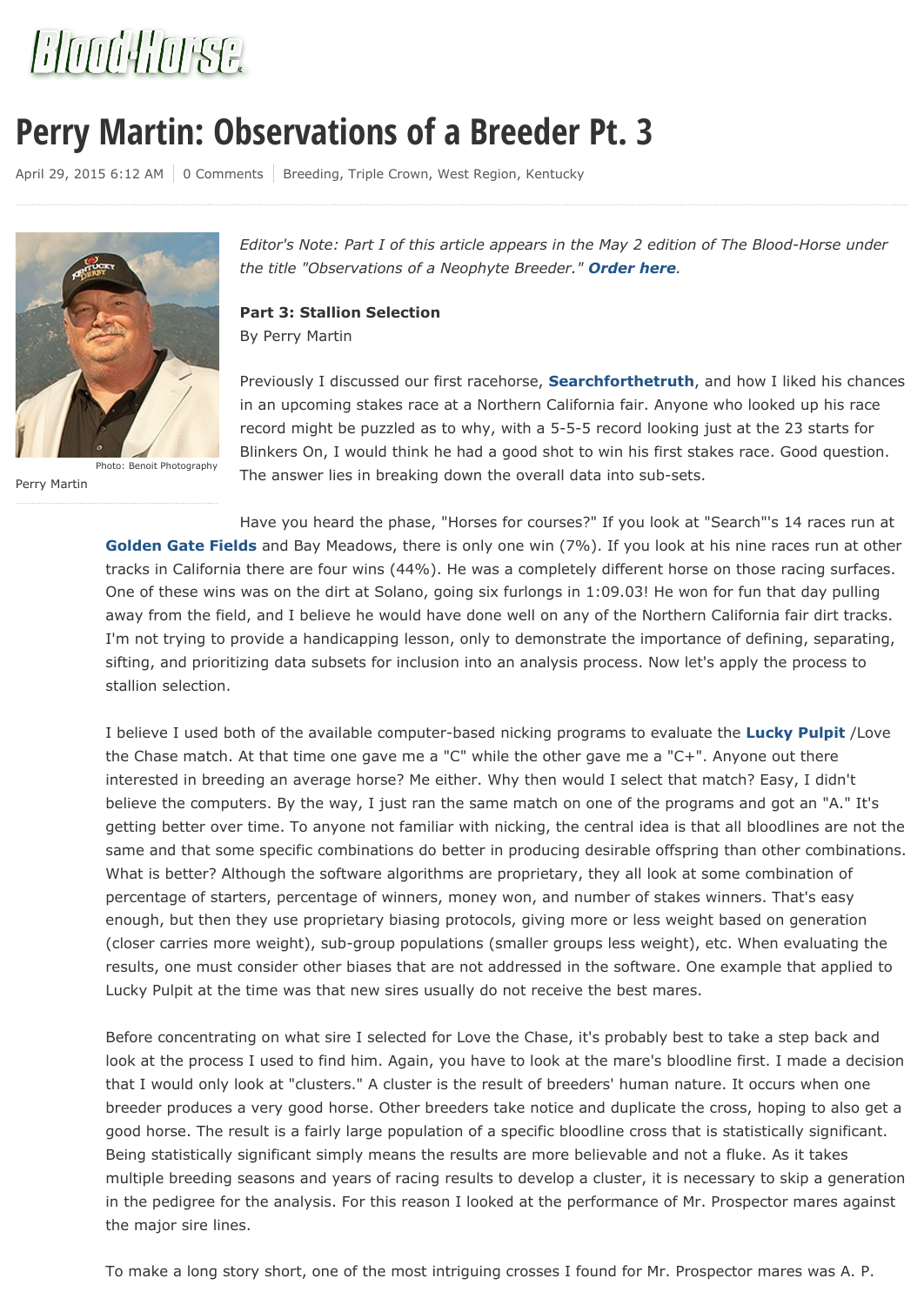# Perry Martin: Observations of a Breeder Pt. 3

April 29, 2015 6:12 AM | 0 Comments | Breeding, Triple Crown, West Region, Kentucky

Photo: Benoit Photography

Perry Martin

*Editor's Note: Part I of this article appears in the May 2 edition of The Blood-Horse under the title "Observations of a Neophyte Breeder." **Order here**.*

**Part 3: Stallion Selection**

By Perry Martin

Previously I discussed our first racehorse, **Searchforthetruth**, and how I liked his chances in an upcoming stakes race at a Northern California fair. Anyone who looked up his race record might be puzzled as to why, with a 5-5-5 record looking just at the 23 starts for Blinkers On, I would think he had a good shot to win his first stakes race. Good question. The answer lies in breaking down the overall data into sub-sets.

Have you heard the phase, "Horses for courses?" If you look at "Search"'s 14 races run at **Golden Gate Fields** and Bay Meadows, there is only one win (7%). If you look at his nine races run at other tracks in California there are four wins (44%). He was a completely different horse on those racing surfaces. One of these wins was on the dirt at Solano, going six furlongs in 1:09.03! He won for fun that day pulling away from the field, and I believe he would have done well on any of the Northern California fair dirt tracks. I'm not trying to provide a handicapping lesson, only to demonstrate the importance of defining, separating, sifting, and prioritizing data subsets for inclusion into an analysis process. Now let's apply the process to stallion selection.

I believe I used both of the available computer-based nicking programs to evaluate the **Lucky Pulpit** /Love the Chase match. At that time one gave me a "C" while the other gave me a "C+". Anyone out there interested in breeding an average horse? Me either. Why then would I select that match? Easy, I didn't believe the computers. By the way, I just ran the same match on one of the programs and got an "A." It's getting better over time. To anyone not familiar with nicking, the central idea is that all bloodlines are not the same and that some specific combinations do better in producing desirable offspring than other combinations. What is better? Although the software algorithms are proprietary, they all look at some combination of percentage of starters, percentage of winners, money won, and number of stakes winners. That's easy enough, but then they use proprietary biasing protocols, giving more or less weight based on generation (closer carries more weight), sub-group populations (smaller groups less weight), etc. When evaluating the results, one must consider other biases that are not addressed in the software. One example that applied to Lucky Pulpit at the time was that new sires usually do not receive the best mares.

Before concentrating on what sire I selected for Love the Chase, it's probably best to take a step back and look at the process I used to find him. Again, you have to look at the mare's bloodline first. I made a decision that I would only look at "clusters." A cluster is the result of breeders' human nature. It occurs when one breeder produces a very good horse. Other breeders take notice and duplicate the cross, hoping to also get a good horse. The result is a fairly large population of a specific bloodline cross that is statistically significant. Being statistically significant simply means the results are more believable and not a fluke. As it takes multiple breeding seasons and years of racing results to develop a cluster, it is necessary to skip a generation in the pedigree for the analysis. For this reason I looked at the performance of Mr. Prospector mares against the major sire lines.

To make a long story short, one of the most intriguing crosses I found for Mr. Prospector mares was A. P.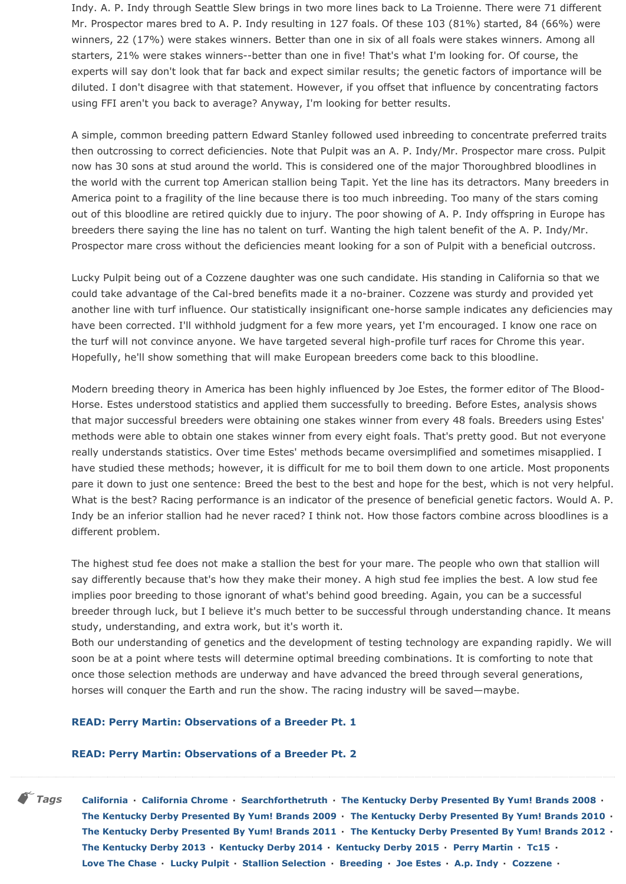Indy. A. P. Indy through Seattle Slew brings in two more lines back to La Troienne. There were 71 different Mr. Prospector mares bred to A. P. Indy resulting in 127 foals. Of these 103 (81%) started, 84 (66%) were winners, 22 (17%) were stakes winners. Better than one in six of all foals were stakes winners. Among all starters, 21% were stakes winners--better than one in five! That's what I'm looking for. Of course, the experts will say don't look that far back and expect similar results; the genetic factors of importance will be diluted. I don't disagree with that statement. However, if you offset that influence by concentrating factors using FFI aren't you back to average? Anyway, I'm looking for better results.

A simple, common breeding pattern Edward Stanley followed used inbreeding to concentrate preferred traits then outcrossing to correct deficiencies. Note that Pulpit was an A. P. Indy/Mr. Prospector mare cross. Pulpit now has 30 sons at stud around the world. This is considered one of the major Thoroughbred bloodlines in the world with the current top American stallion being Tapit. Yet the line has its detractors. Many breeders in America point to a fragility of the line because there is too much inbreeding. Too many of the stars coming out of this bloodline are retired quickly due to injury. The poor showing of A. P. Indy offspring in Europe has breeders there saying the line has no talent on turf. Wanting the high talent benefit of the A. P. Indy/Mr. Prospector mare cross without the deficiencies meant looking for a son of Pulpit with a beneficial outcross.

Lucky Pulpit being out of a Cozzene daughter was one such candidate. His standing in California so that we could take advantage of the Cal-bred benefits made it a no-brainer. Cozzene was sturdy and provided yet another line with turf influence. Our statistically insignificant one-horse sample indicates any deficiencies may have been corrected. I'll withhold judgment for a few more years, yet I'm encouraged. I know one race on the turf will not convince anyone. We have targeted several high-profile turf races for Chrome this year. Hopefully, he'll show something that will make European breeders come back to this bloodline.

Modern breeding theory in America has been highly influenced by Joe Estes, the former editor of The Blood-Horse. Estes understood statistics and applied them successfully to breeding. Before Estes, analysis shows that major successful breeders were obtaining one stakes winner from every 48 foals. Breeders using Estes' methods were able to obtain one stakes winner from every eight foals. That's pretty good. But not everyone really understands statistics. Over time Estes' methods became oversimplified and sometimes misapplied. I have studied these methods; however, it is difficult for me to boil them down to one article. Most proponents pare it down to just one sentence: Breed the best to the best and hope for the best, which is not very helpful. What is the best? Racing performance is an indicator of the presence of beneficial genetic factors. Would A. P. Indy be an inferior stallion had he never raced? I think not. How those factors combine across bloodlines is a different problem.

The highest stud fee does not make a stallion the best for your mare. The people who own that stallion will say differently because that's how they make their money. A high stud fee implies the best. A low stud fee implies poor breeding to those ignorant of what's behind good breeding. Again, you can be a successful breeder through luck, but I believe it's much better to be successful through understanding chance. It means study, understanding, and extra work, but it's worth it.

Both our understanding of genetics and the development of testing technology are expanding rapidly. We will soon be at a point where tests will determine optimal breeding combinations. It is comforting to note that once those selection methods are underway and have advanced the breed through several generations, horses will conquer the Earth and run the show. The racing industry will be saved—maybe.

**READ: Perry Martin: Observations of a Breeder Pt. 1**

**READ: Perry Martin: Observations of a Breeder Pt. 2**

*Tags* California · California Chrome · Searchforthetruth · The Kentucky Derby Presented By Yum! Brands 2008 · The Kentucky Derby Presented By Yum! Brands 2009 · The Kentucky Derby Presented By Yum! Brands 2010 · The Kentucky Derby Presented By Yum! Brands 2011 · The Kentucky Derby Presented By Yum! Brands 2012 · The Kentucky Derby 2013 · Kentucky Derby 2014 · Kentucky Derby 2015 · Perry Martin · Tc15 · Love The Chase · Lucky Pulpit · Stallion Selection · Breeding · Joe Estes · A.p. Indy · Cozzene ·